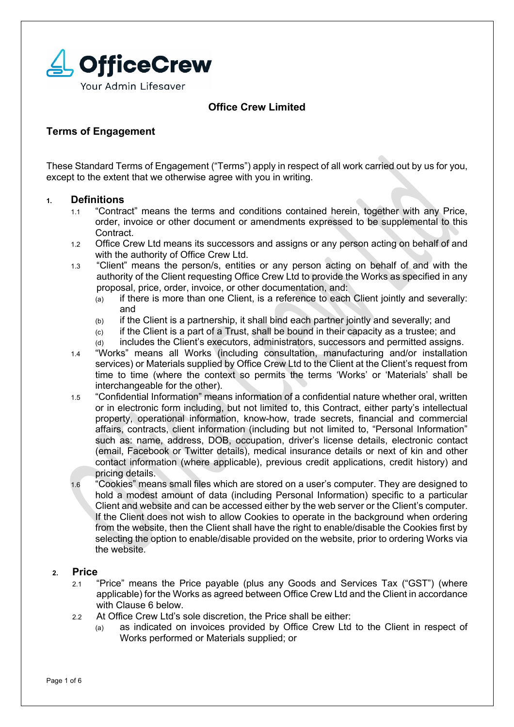**OfficeCrew**
Your Admin Lifesaver

## Office Crew Limited

## Terms of Engagement

These Standard Terms of Engagement ("Terms") apply in respect of all work carried out by us for you, except to the extent that we otherwise agree with you in writing.

### 1. Definitions

1.1 "Contract" means the terms and conditions contained herein, together with any Price, order, invoice or other document or amendments expressed to be supplemental to this Contract.

1.2 Office Crew Ltd means its successors and assigns or any person acting on behalf of and with the authority of Office Crew Ltd.

1.3 "Client" means the person/s, entities or any person acting on behalf of and with the authority of the Client requesting Office Crew Ltd to provide the Works as specified in any proposal, price, order, invoice, or other documentation, and:

- (a) if there is more than one Client, is a reference to each Client jointly and severally: and
- (b) if the Client is a partnership, it shall bind each partner jointly and severally; and
- (c) if the Client is a part of a Trust, shall be bound in their capacity as a trustee; and
- (d) includes the Client's executors, administrators, successors and permitted assigns.

1.4 "Works" means all Works (including consultation, manufacturing and/or installation services) or Materials supplied by Office Crew Ltd to the Client at the Client's request from time to time (where the context so permits the terms 'Works' or 'Materials' shall be interchangeable for the other).

1.5 "Confidential Information" means information of a confidential nature whether oral, written or in electronic form including, but not limited to, this Contract, either party's intellectual property, operational information, know-how, trade secrets, financial and commercial affairs, contracts, client information (including but not limited to, "Personal Information" such as: name, address, DOB, occupation, driver's license details, electronic contact (email, Facebook or Twitter details), medical insurance details or next of kin and other contact information (where applicable), previous credit applications, credit history) and pricing details.

1.6 "Cookies" means small files which are stored on a user's computer. They are designed to hold a modest amount of data (including Personal Information) specific to a particular Client and website and can be accessed either by the web server or the Client's computer. If the Client does not wish to allow Cookies to operate in the background when ordering from the website, then the Client shall have the right to enable/disable the Cookies first by selecting the option to enable/disable provided on the website, prior to ordering Works via the website.

### 2. Price

2.1 "Price" means the Price payable (plus any Goods and Services Tax ("GST") (where applicable) for the Works as agreed between Office Crew Ltd and the Client in accordance with Clause 6 below.

2.2 At Office Crew Ltd's sole discretion, the Price shall be either:

- (a) as indicated on invoices provided by Office Crew Ltd to the Client in respect of Works performed or Materials supplied; or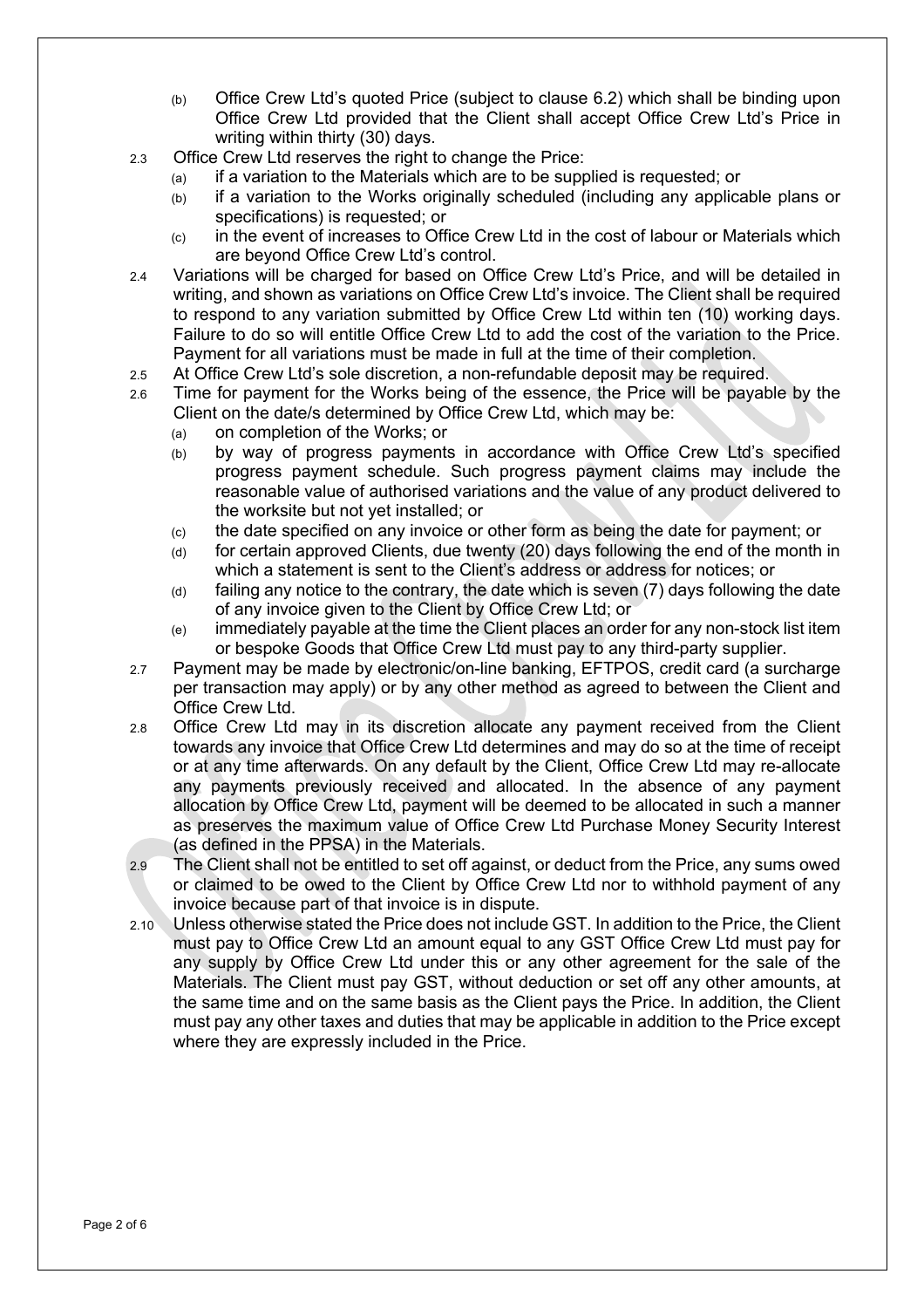(b) Office Crew Ltd's quoted Price (subject to clause 6.2) which shall be binding upon Office Crew Ltd provided that the Client shall accept Office Crew Ltd's Price in writing within thirty (30) days.

2.3 Office Crew Ltd reserves the right to change the Price:
  (a) if a variation to the Materials which are to be supplied is requested; or
  (b) if a variation to the Works originally scheduled (including any applicable plans or specifications) is requested; or
  (c) in the event of increases to Office Crew Ltd in the cost of labour or Materials which are beyond Office Crew Ltd's control.

2.4 Variations will be charged for based on Office Crew Ltd's Price, and will be detailed in writing, and shown as variations on Office Crew Ltd's invoice. The Client shall be required to respond to any variation submitted by Office Crew Ltd within ten (10) working days. Failure to do so will entitle Office Crew Ltd to add the cost of the variation to the Price. Payment for all variations must be made in full at the time of their completion.

2.5 At Office Crew Ltd's sole discretion, a non-refundable deposit may be required.

2.6 Time for payment for the Works being of the essence, the Price will be payable by the Client on the date/s determined by Office Crew Ltd, which may be:
  (a) on completion of the Works; or
  (b) by way of progress payments in accordance with Office Crew Ltd's specified progress payment schedule. Such progress payment claims may include the reasonable value of authorised variations and the value of any product delivered to the worksite but not yet installed; or
  (c) the date specified on any invoice or other form as being the date for payment; or
  (d) for certain approved Clients, due twenty (20) days following the end of the month in which a statement is sent to the Client's address or address for notices; or
  (d) failing any notice to the contrary, the date which is seven (7) days following the date of any invoice given to the Client by Office Crew Ltd; or
  (e) immediately payable at the time the Client places an order for any non-stock list item or bespoke Goods that Office Crew Ltd must pay to any third-party supplier.

2.7 Payment may be made by electronic/on-line banking, EFTPOS, credit card (a surcharge per transaction may apply) or by any other method as agreed to between the Client and Office Crew Ltd.

2.8 Office Crew Ltd may in its discretion allocate any payment received from the Client towards any invoice that Office Crew Ltd determines and may do so at the time of receipt or at any time afterwards. On any default by the Client, Office Crew Ltd may re-allocate any payments previously received and allocated. In the absence of any payment allocation by Office Crew Ltd, payment will be deemed to be allocated in such a manner as preserves the maximum value of Office Crew Ltd Purchase Money Security Interest (as defined in the PPSA) in the Materials.

2.9 The Client shall not be entitled to set off against, or deduct from the Price, any sums owed or claimed to be owed to the Client by Office Crew Ltd nor to withhold payment of any invoice because part of that invoice is in dispute.

2.10 Unless otherwise stated the Price does not include GST. In addition to the Price, the Client must pay to Office Crew Ltd an amount equal to any GST Office Crew Ltd must pay for any supply by Office Crew Ltd under this or any other agreement for the sale of the Materials. The Client must pay GST, without deduction or set off any other amounts, at the same time and on the same basis as the Client pays the Price. In addition, the Client must pay any other taxes and duties that may be applicable in addition to the Price except where they are expressly included in the Price.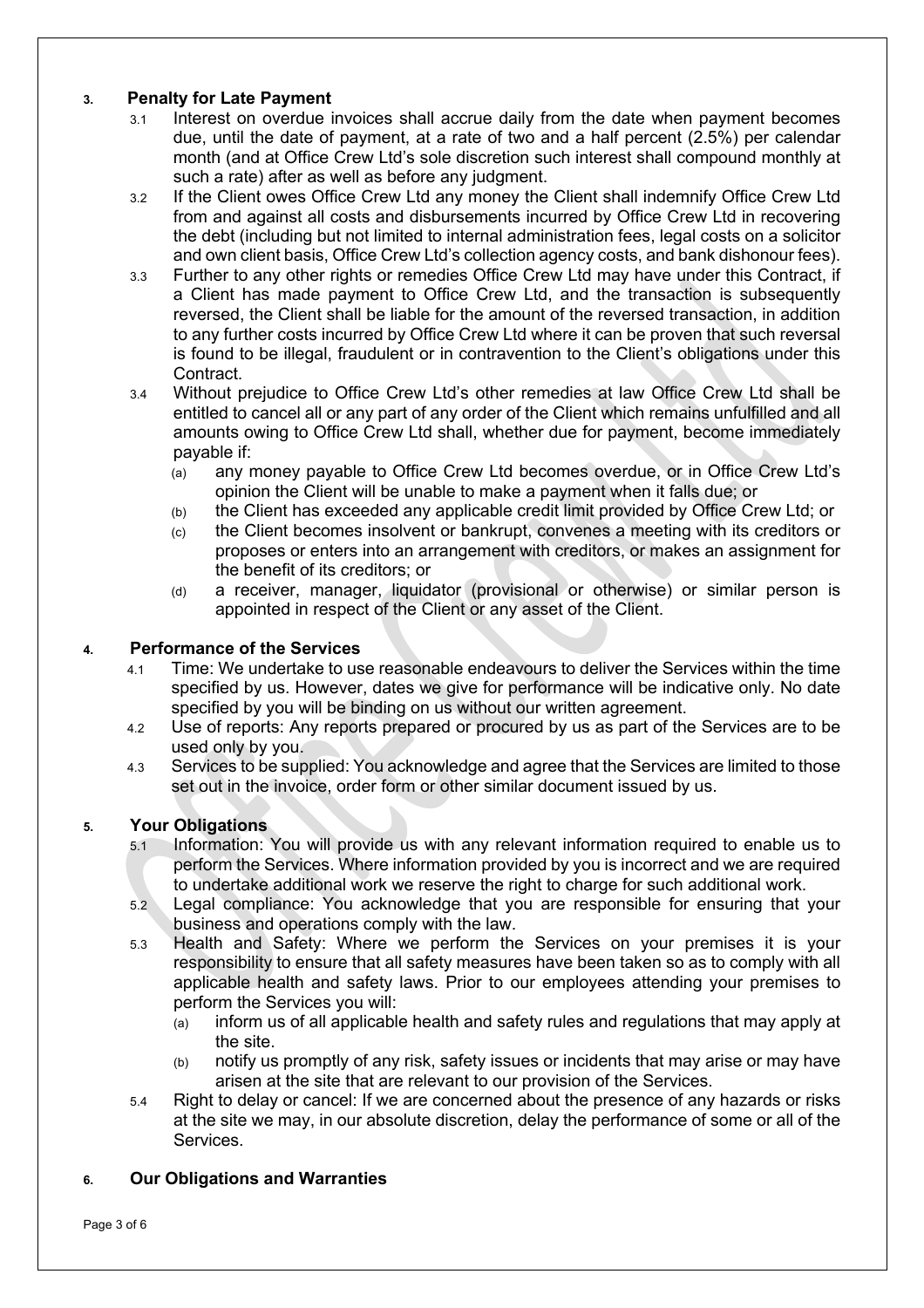## 3. Penalty for Late Payment

3.1 Interest on overdue invoices shall accrue daily from the date when payment becomes due, until the date of payment, at a rate of two and a half percent (2.5%) per calendar month (and at Office Crew Ltd's sole discretion such interest shall compound monthly at such a rate) after as well as before any judgment.

3.2 If the Client owes Office Crew Ltd any money the Client shall indemnify Office Crew Ltd from and against all costs and disbursements incurred by Office Crew Ltd in recovering the debt (including but not limited to internal administration fees, legal costs on a solicitor and own client basis, Office Crew Ltd's collection agency costs, and bank dishonour fees).

3.3 Further to any other rights or remedies Office Crew Ltd may have under this Contract, if a Client has made payment to Office Crew Ltd, and the transaction is subsequently reversed, the Client shall be liable for the amount of the reversed transaction, in addition to any further costs incurred by Office Crew Ltd where it can be proven that such reversal is found to be illegal, fraudulent or in contravention to the Client's obligations under this Contract.

3.4 Without prejudice to Office Crew Ltd's other remedies at law Office Crew Ltd shall be entitled to cancel all or any part of any order of the Client which remains unfulfilled and all amounts owing to Office Crew Ltd shall, whether due for payment, become immediately payable if:

- (a) any money payable to Office Crew Ltd becomes overdue, or in Office Crew Ltd's opinion the Client will be unable to make a payment when it falls due; or
- (b) the Client has exceeded any applicable credit limit provided by Office Crew Ltd; or
- (c) the Client becomes insolvent or bankrupt, convenes a meeting with its creditors or proposes or enters into an arrangement with creditors, or makes an assignment for the benefit of its creditors; or
- (d) a receiver, manager, liquidator (provisional or otherwise) or similar person is appointed in respect of the Client or any asset of the Client.

## 4. Performance of the Services

4.1 Time: We undertake to use reasonable endeavours to deliver the Services within the time specified by us. However, dates we give for performance will be indicative only. No date specified by you will be binding on us without our written agreement.

4.2 Use of reports: Any reports prepared or procured by us as part of the Services are to be used only by you.

4.3 Services to be supplied: You acknowledge and agree that the Services are limited to those set out in the invoice, order form or other similar document issued by us.

## 5. Your Obligations

5.1 Information: You will provide us with any relevant information required to enable us to perform the Services. Where information provided by you is incorrect and we are required to undertake additional work we reserve the right to charge for such additional work.

5.2 Legal compliance: You acknowledge that you are responsible for ensuring that your business and operations comply with the law.

5.3 Health and Safety: Where we perform the Services on your premises it is your responsibility to ensure that all safety measures have been taken so as to comply with all applicable health and safety laws. Prior to our employees attending your premises to perform the Services you will:

- (a) inform us of all applicable health and safety rules and regulations that may apply at the site.
- (b) notify us promptly of any risk, safety issues or incidents that may arise or may have arisen at the site that are relevant to our provision of the Services.

5.4 Right to delay or cancel: If we are concerned about the presence of any hazards or risks at the site we may, in our absolute discretion, delay the performance of some or all of the Services.

## 6. Our Obligations and Warranties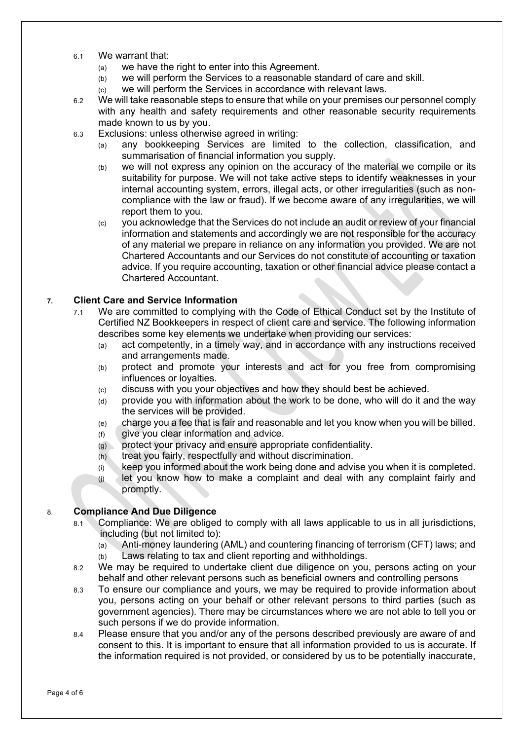6.1 We warrant that:

   (a) we have the right to enter into this Agreement.

   (b) we will perform the Services to a reasonable standard of care and skill.

   (c) we will perform the Services in accordance with relevant laws.

6.2 We will take reasonable steps to ensure that while on your premises our personnel comply with any health and safety requirements and other reasonable security requirements made known to us by you.

6.3 Exclusions: unless otherwise agreed in writing:

   (a) any bookkeeping Services are limited to the collection, classification, and summarisation of financial information you supply.

   (b) we will not express any opinion on the accuracy of the material we compile or its suitability for purpose. We will not take active steps to identify weaknesses in your internal accounting system, errors, illegal acts, or other irregularities (such as non-compliance with the law or fraud). If we become aware of any irregularities, we will report them to you.

   (c) you acknowledge that the Services do not include an audit or review of your financial information and statements and accordingly we are not responsible for the accuracy of any material we prepare in reliance on any information you provided. We are not Chartered Accountants and our Services do not constitute of accounting or taxation advice. If you require accounting, taxation or other financial advice please contact a Chartered Accountant.

## 7. Client Care and Service Information

7.1 We are committed to complying with the Code of Ethical Conduct set by the Institute of Certified NZ Bookkeepers in respect of client care and service. The following information describes some key elements we undertake when providing our services:

   (a) act competently, in a timely way, and in accordance with any instructions received and arrangements made.

   (b) protect and promote your interests and act for you free from compromising influences or loyalties.

   (c) discuss with you your objectives and how they should best be achieved.

   (d) provide you with information about the work to be done, who will do it and the way the services will be provided.

   (e) charge you a fee that is fair and reasonable and let you know when you will be billed.

   (f) give you clear information and advice.

   (g) protect your privacy and ensure appropriate confidentiality.

   (h) treat you fairly, respectfully and without discrimination.

   (i) keep you informed about the work being done and advise you when it is completed.

   (j) let you know how to make a complaint and deal with any complaint fairly and promptly.

## 8. Compliance And Due Diligence

8.1 Compliance: We are obliged to comply with all laws applicable to us in all jurisdictions, including (but not limited to):

   (a) Anti-money laundering (AML) and countering financing of terrorism (CFT) laws; and

   (b) Laws relating to tax and client reporting and withholdings.

8.2 We may be required to undertake client due diligence on you, persons acting on your behalf and other relevant persons such as beneficial owners and controlling persons

8.3 To ensure our compliance and yours, we may be required to provide information about you, persons acting on your behalf or other relevant persons to third parties (such as government agencies). There may be circumstances where we are not able to tell you or such persons if we do provide information.

8.4 Please ensure that you and/or any of the persons described previously are aware of and consent to this. It is important to ensure that all information provided to us is accurate. If the information required is not provided, or considered by us to be potentially inaccurate,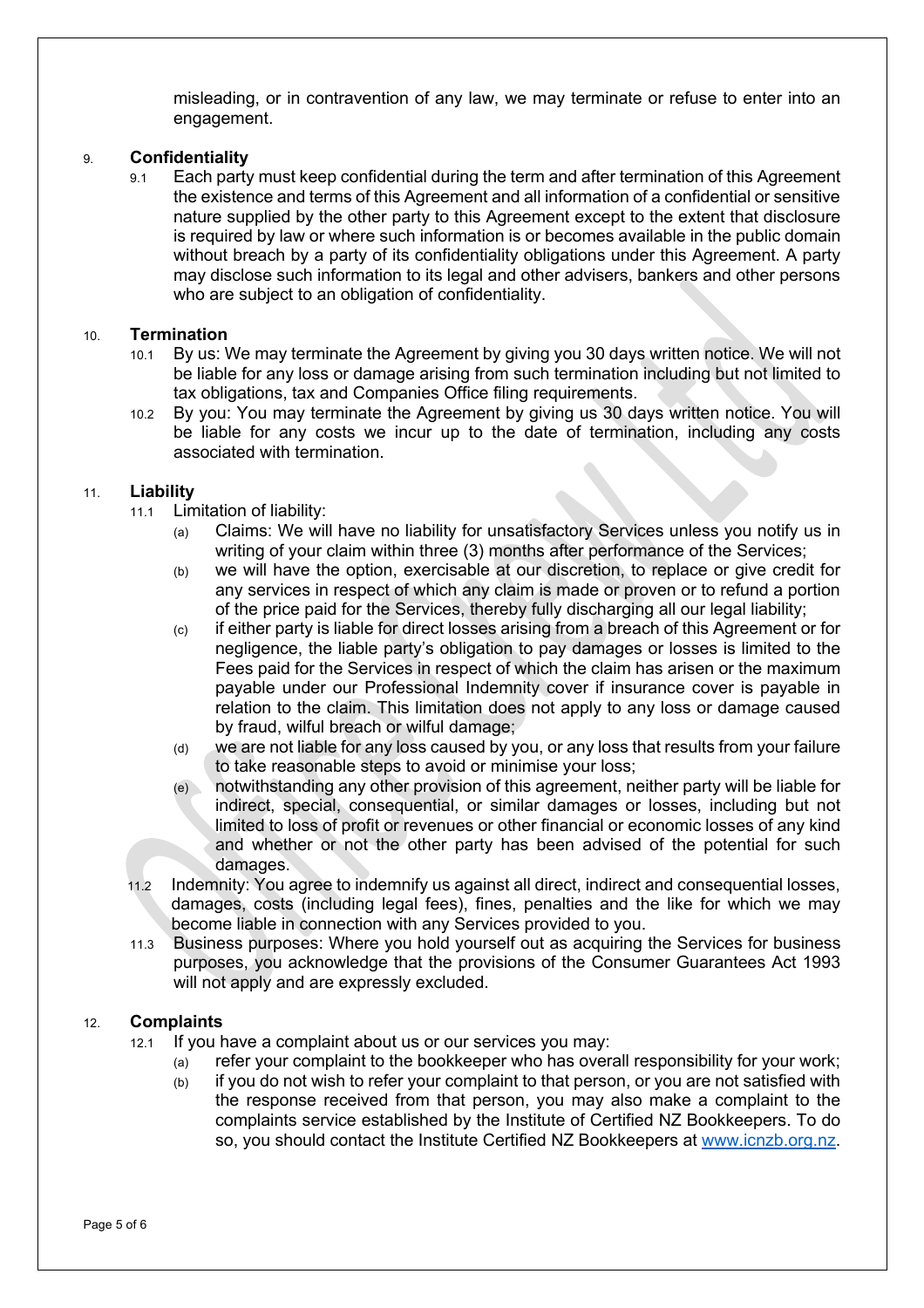misleading, or in contravention of any law, we may terminate or refuse to enter into an engagement.

## 9. Confidentiality

9.1 Each party must keep confidential during the term and after termination of this Agreement the existence and terms of this Agreement and all information of a confidential or sensitive nature supplied by the other party to this Agreement except to the extent that disclosure is required by law or where such information is or becomes available in the public domain without breach by a party of its confidentiality obligations under this Agreement. A party may disclose such information to its legal and other advisers, bankers and other persons who are subject to an obligation of confidentiality.

## 10. Termination

10.1 By us: We may terminate the Agreement by giving you 30 days written notice. We will not be liable for any loss or damage arising from such termination including but not limited to tax obligations, tax and Companies Office filing requirements.

10.2 By you: You may terminate the Agreement by giving us 30 days written notice. You will be liable for any costs we incur up to the date of termination, including any costs associated with termination.

## 11. Liability

11.1 Limitation of liability:

- (a) Claims: We will have no liability for unsatisfactory Services unless you notify us in writing of your claim within three (3) months after performance of the Services;
- (b) we will have the option, exercisable at our discretion, to replace or give credit for any services in respect of which any claim is made or proven or to refund a portion of the price paid for the Services, thereby fully discharging all our legal liability;
- (c) if either party is liable for direct losses arising from a breach of this Agreement or for negligence, the liable party's obligation to pay damages or losses is limited to the Fees paid for the Services in respect of which the claim has arisen or the maximum payable under our Professional Indemnity cover if insurance cover is payable in relation to the claim. This limitation does not apply to any loss or damage caused by fraud, wilful breach or wilful damage;
- (d) we are not liable for any loss caused by you, or any loss that results from your failure to take reasonable steps to avoid or minimise your loss;
- (e) notwithstanding any other provision of this agreement, neither party will be liable for indirect, special, consequential, or similar damages or losses, including but not limited to loss of profit or revenues or other financial or economic losses of any kind and whether or not the other party has been advised of the potential for such damages.

11.2 Indemnity: You agree to indemnify us against all direct, indirect and consequential losses, damages, costs (including legal fees), fines, penalties and the like for which we may become liable in connection with any Services provided to you.

11.3 Business purposes: Where you hold yourself out as acquiring the Services for business purposes, you acknowledge that the provisions of the Consumer Guarantees Act 1993 will not apply and are expressly excluded.

## 12. Complaints

12.1 If you have a complaint about us or our services you may:

- (a) refer your complaint to the bookkeeper who has overall responsibility for your work;
- (b) if you do not wish to refer your complaint to that person, or you are not satisfied with the response received from that person, you may also make a complaint to the complaints service established by the Institute of Certified NZ Bookkeepers. To do so, you should contact the Institute Certified NZ Bookkeepers at [www.icnzb.org.nz](http://www.icnzb.org.nz).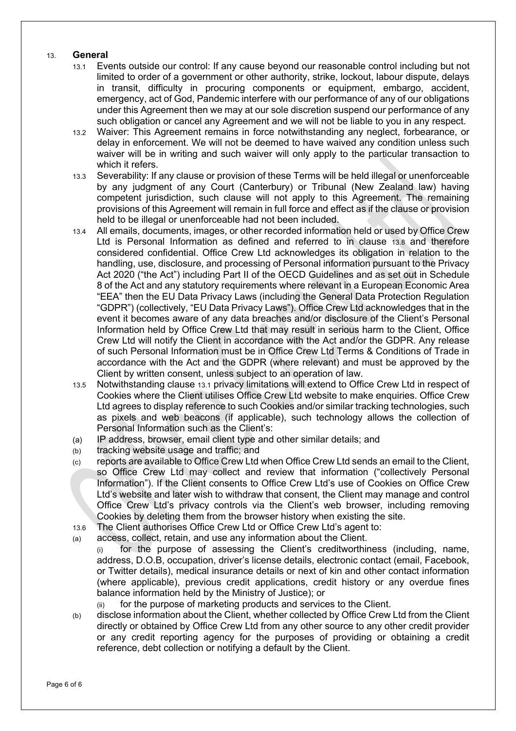## 13. General

13.1 Events outside our control: If any cause beyond our reasonable control including but not limited to order of a government or other authority, strike, lockout, labour dispute, delays in transit, difficulty in procuring components or equipment, embargo, accident, emergency, act of God, Pandemic interfere with our performance of any of our obligations under this Agreement then we may at our sole discretion suspend our performance of any such obligation or cancel any Agreement and we will not be liable to you in any respect.

13.2 Waiver: This Agreement remains in force notwithstanding any neglect, forbearance, or delay in enforcement. We will not be deemed to have waived any condition unless such waiver will be in writing and such waiver will only apply to the particular transaction to which it refers.

13.3 Severability: If any clause or provision of these Terms will be held illegal or unenforceable by any judgment of any Court (Canterbury) or Tribunal (New Zealand law) having competent jurisdiction, such clause will not apply to this Agreement. The remaining provisions of this Agreement will remain in full force and effect as if the clause or provision held to be illegal or unenforceable had not been included.

13.4 All emails, documents, images, or other recorded information held or used by Office Crew Ltd is Personal Information as defined and referred to in clause 13.8 and therefore considered confidential. Office Crew Ltd acknowledges its obligation in relation to the handling, use, disclosure, and processing of Personal information pursuant to the Privacy Act 2020 ("the Act") including Part II of the OECD Guidelines and as set out in Schedule 8 of the Act and any statutory requirements where relevant in a European Economic Area "EEA" then the EU Data Privacy Laws (including the General Data Protection Regulation "GDPR") (collectively, "EU Data Privacy Laws"). Office Crew Ltd acknowledges that in the event it becomes aware of any data breaches and/or disclosure of the Client's Personal Information held by Office Crew Ltd that may result in serious harm to the Client, Office Crew Ltd will notify the Client in accordance with the Act and/or the GDPR. Any release of such Personal Information must be in Office Crew Ltd Terms & Conditions of Trade in accordance with the Act and the GDPR (where relevant) and must be approved by the Client by written consent, unless subject to an operation of law.

13.5 Notwithstanding clause 13.1 privacy limitations will extend to Office Crew Ltd in respect of Cookies where the Client utilises Office Crew Ltd website to make enquiries. Office Crew Ltd agrees to display reference to such Cookies and/or similar tracking technologies, such as pixels and web beacons (if applicable), such technology allows the collection of Personal Information such as the Client's:

(a) IP address, browser, email client type and other similar details; and

(b) tracking website usage and traffic; and

(c) reports are available to Office Crew Ltd when Office Crew Ltd sends an email to the Client, so Office Crew Ltd may collect and review that information ("collectively Personal Information"). If the Client consents to Office Crew Ltd's use of Cookies on Office Crew Ltd's website and later wish to withdraw that consent, the Client may manage and control Office Crew Ltd's privacy controls via the Client's web browser, including removing Cookies by deleting them from the browser history when existing the site.

13.6 The Client authorises Office Crew Ltd or Office Crew Ltd's agent to:

(a) access, collect, retain, and use any information about the Client.

  (i) for the purpose of assessing the Client's creditworthiness (including, name, address, D.O.B, occupation, driver's license details, electronic contact (email, Facebook, or Twitter details), medical insurance details or next of kin and other contact information (where applicable), previous credit applications, credit history or any overdue fines balance information held by the Ministry of Justice); or

  (ii) for the purpose of marketing products and services to the Client.

(b) disclose information about the Client, whether collected by Office Crew Ltd from the Client directly or obtained by Office Crew Ltd from any other source to any other credit provider or any credit reporting agency for the purposes of providing or obtaining a credit reference, debt collection or notifying a default by the Client.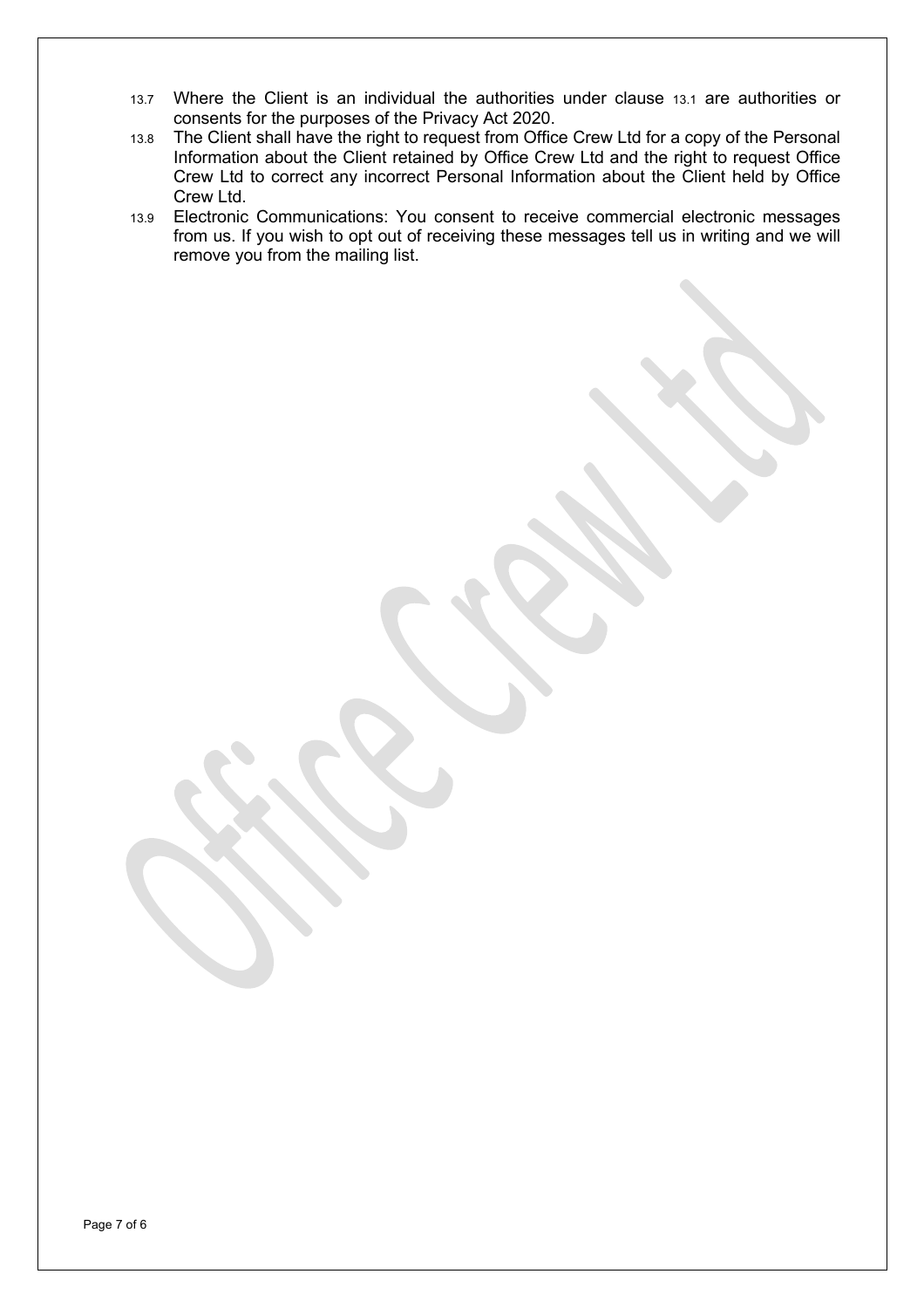13.7 Where the Client is an individual the authorities under clause 13.1 are authorities or consents for the purposes of the Privacy Act 2020.

13.8 The Client shall have the right to request from Office Crew Ltd for a copy of the Personal Information about the Client retained by Office Crew Ltd and the right to request Office Crew Ltd to correct any incorrect Personal Information about the Client held by Office Crew Ltd.

13.9 Electronic Communications: You consent to receive commercial electronic messages from us. If you wish to opt out of receiving these messages tell us in writing and we will remove you from the mailing list.